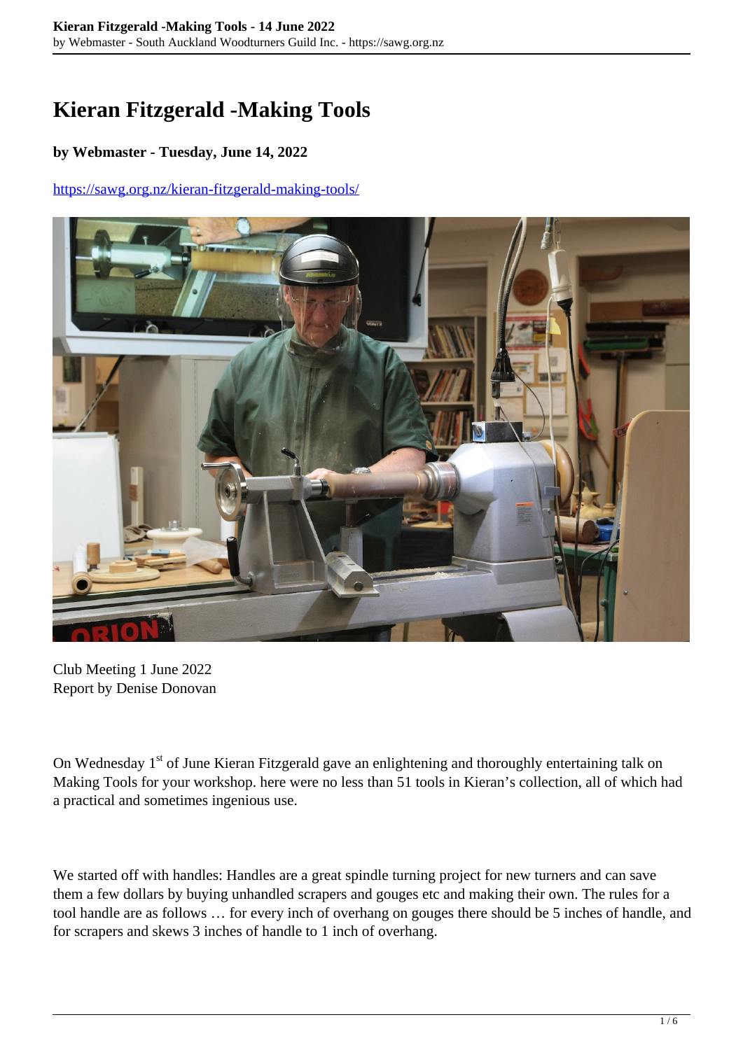# Kieran Fitzgerald -Making Tools

**by Webmaster - Tuesday, June 14, 2022**

https://sawg.org.nz/kieran-fitzgerald-making-tools/

Club Meeting 1 June 2022
Report by Denise Donovan

On Wednesday 1st of June Kieran Fitzgerald gave an enlightening and thoroughly entertaining talk on Making Tools for your workshop. here were no less than 51 tools in Kieran's collection, all of which had a practical and sometimes ingenious use.

We started off with handles: Handles are a great spindle turning project for new turners and can save them a few dollars by buying unhandled scrapers and gouges etc and making their own. The rules for a tool handle are as follows … for every inch of overhang on gouges there should be 5 inches of handle, and for scrapers and skews 3 inches of handle to 1 inch of overhang.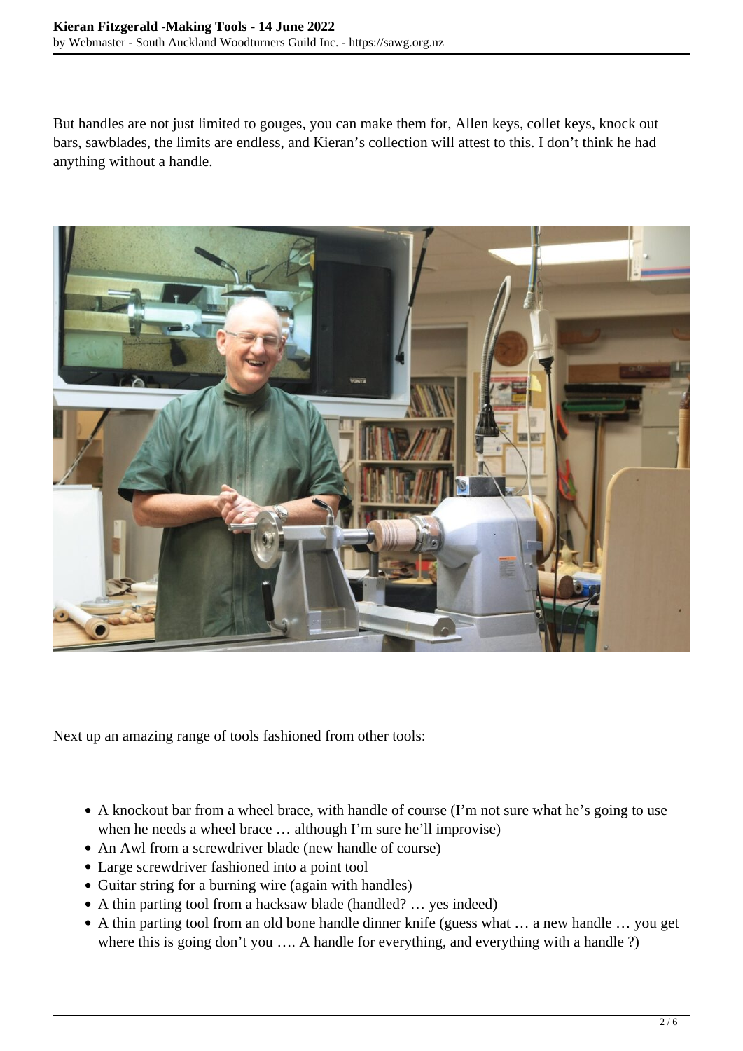But handles are not just limited to gouges, you can make them for, Allen keys, collet keys, knock out bars, sawblades, the limits are endless, and Kieran's collection will attest to this. I don't think he had anything without a handle.

Next up an amazing range of tools fashioned from other tools:

- A knockout bar from a wheel brace, with handle of course (I'm not sure what he's going to use when he needs a wheel brace … although I'm sure he'll improvise)
- An Awl from a screwdriver blade (new handle of course)
- Large screwdriver fashioned into a point tool
- Guitar string for a burning wire (again with handles)
- A thin parting tool from a hacksaw blade (handled? … yes indeed)
- A thin parting tool from an old bone handle dinner knife (guess what … a new handle … you get where this is going don't you …. A handle for everything, and everything with a handle ?)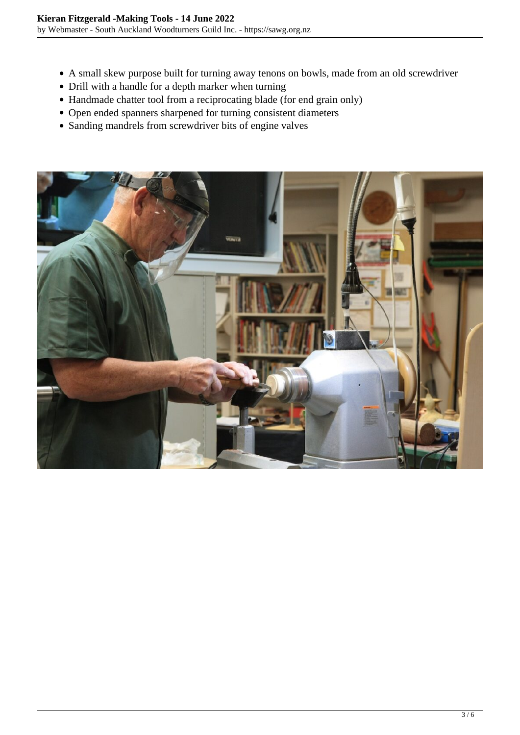- A small skew purpose built for turning away tenons on bowls, made from an old screwdriver
- Drill with a handle for a depth marker when turning
- Handmade chatter tool from a reciprocating blade (for end grain only)
- Open ended spanners sharpened for turning consistent diameters
- Sanding mandrels from screwdriver bits of engine valves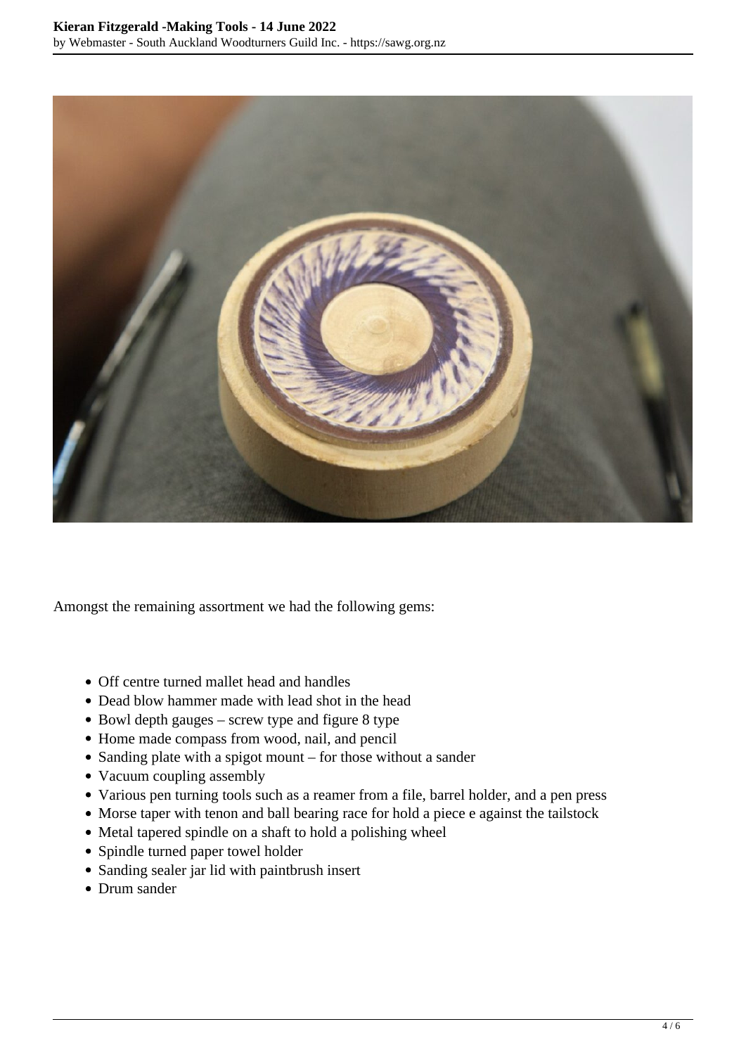Amongst the remaining assortment we had the following gems:

- Off centre turned mallet head and handles
- Dead blow hammer made with lead shot in the head
- Bowl depth gauges – screw type and figure 8 type
- Home made compass from wood, nail, and pencil
- Sanding plate with a spigot mount – for those without a sander
- Vacuum coupling assembly
- Various pen turning tools such as a reamer from a file, barrel holder, and a pen press
- Morse taper with tenon and ball bearing race for hold a piece e against the tailstock
- Metal tapered spindle on a shaft to hold a polishing wheel
- Spindle turned paper towel holder
- Sanding sealer jar lid with paintbrush insert
- Drum sander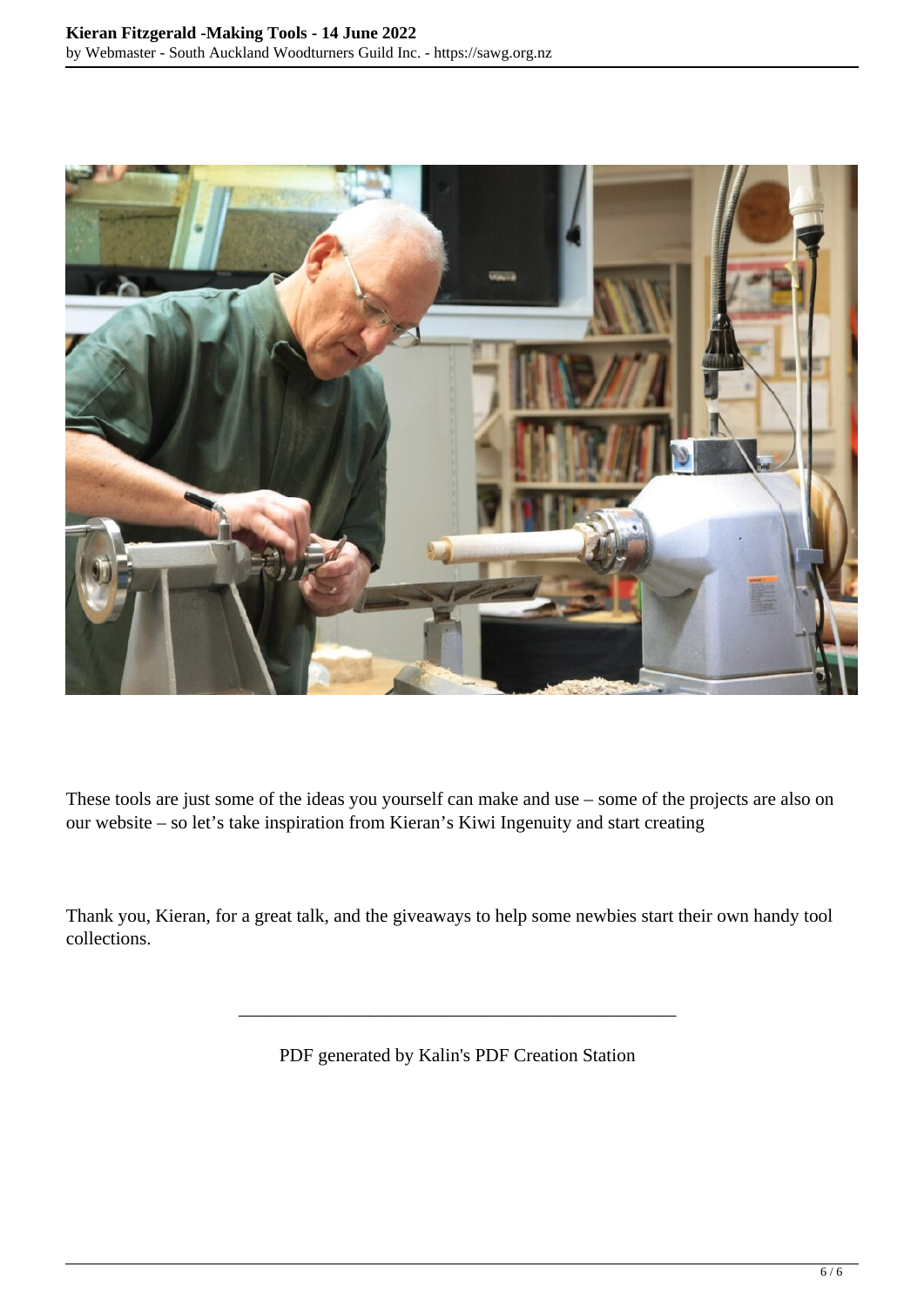These tools are just some of the ideas you yourself can make and use – some of the projects are also on our website – so let's take inspiration from Kieran's Kiwi Ingenuity and start creating

Thank you, Kieran, for a great talk, and the giveaways to help some newbies start their own handy tool collections.

PDF generated by Kalin's PDF Creation Station